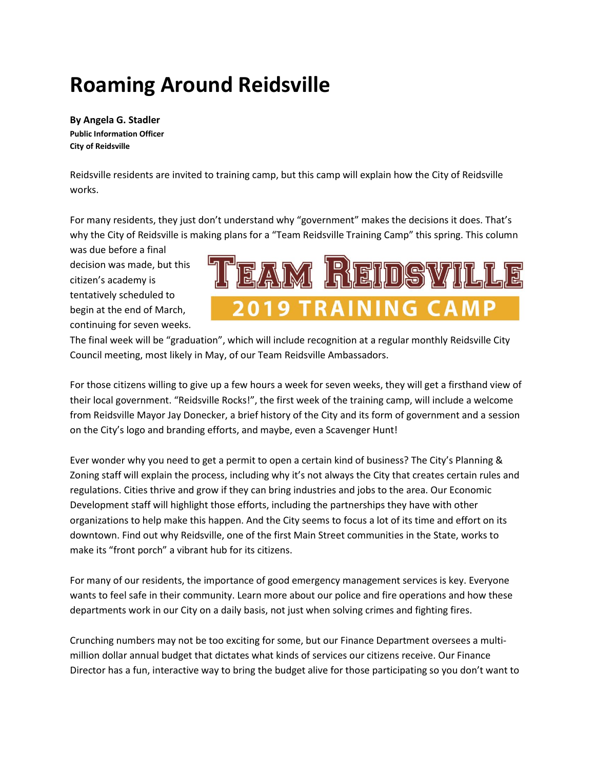# Roaming Around Reidsville

**By Angela G. Stadler**
**Public Information Officer**
**City of Reidsville**

Reidsville residents are invited to training camp, but this camp will explain how the City of Reidsville works.

For many residents, they just don't understand why "government" makes the decisions it does. That's why the City of Reidsville is making plans for a "Team Reidsville Training Camp" this spring. This column was due before a final decision was made, but this citizen's academy is tentatively scheduled to begin at the end of March, continuing for seven weeks. The final week will be "graduation", which will include recognition at a regular monthly Reidsville City Council meeting, most likely in May, of our Team Reidsville Ambassadors.

TEAM REIDSVILLE
2019 TRAINING CAMP

For those citizens willing to give up a few hours a week for seven weeks, they will get a firsthand view of their local government. "Reidsville Rocks!", the first week of the training camp, will include a welcome from Reidsville Mayor Jay Donecker, a brief history of the City and its form of government and a session on the City's logo and branding efforts, and maybe, even a Scavenger Hunt!

Ever wonder why you need to get a permit to open a certain kind of business? The City's Planning & Zoning staff will explain the process, including why it's not always the City that creates certain rules and regulations. Cities thrive and grow if they can bring industries and jobs to the area. Our Economic Development staff will highlight those efforts, including the partnerships they have with other organizations to help make this happen. And the City seems to focus a lot of its time and effort on its downtown. Find out why Reidsville, one of the first Main Street communities in the State, works to make its "front porch" a vibrant hub for its citizens.

For many of our residents, the importance of good emergency management services is key. Everyone wants to feel safe in their community. Learn more about our police and fire operations and how these departments work in our City on a daily basis, not just when solving crimes and fighting fires.

Crunching numbers may not be too exciting for some, but our Finance Department oversees a multi-million dollar annual budget that dictates what kinds of services our citizens receive. Our Finance Director has a fun, interactive way to bring the budget alive for those participating so you don't want to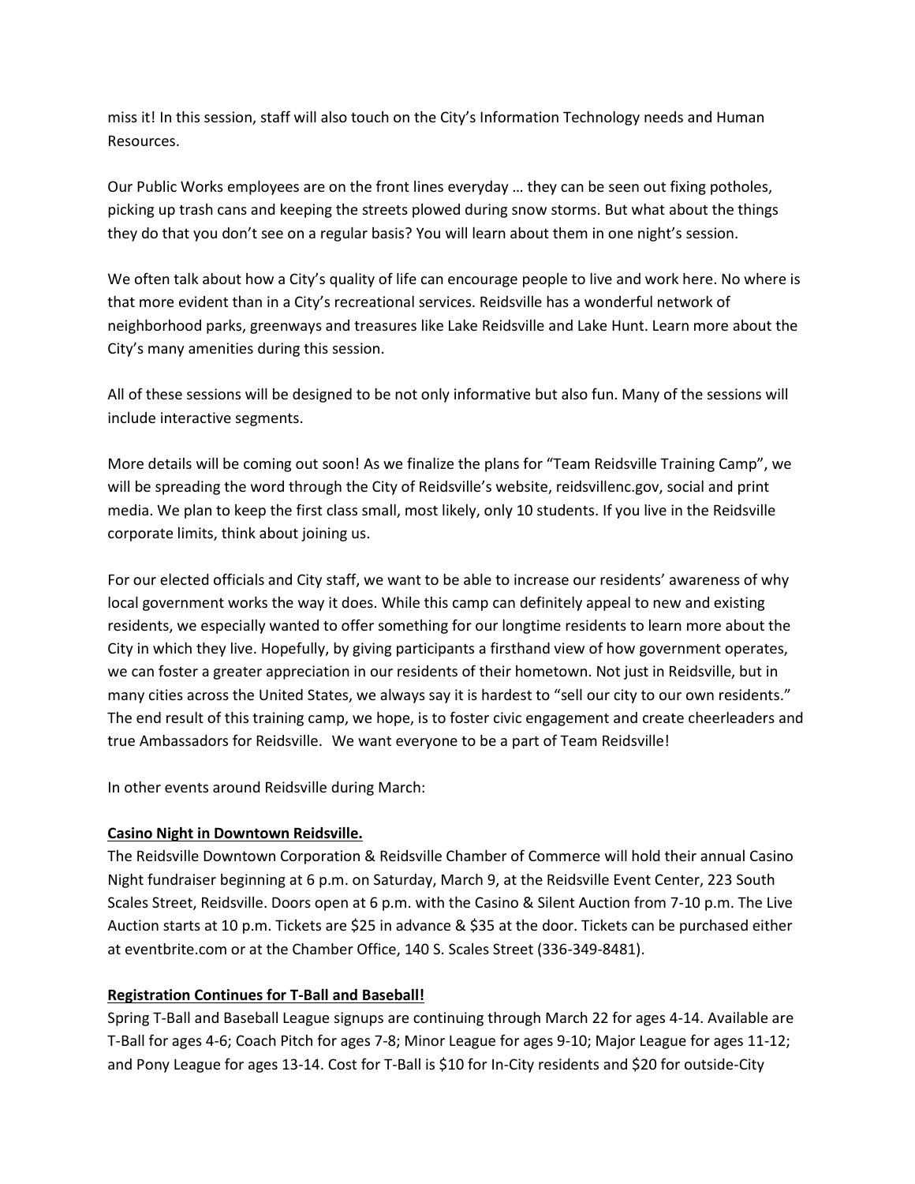miss it! In this session, staff will also touch on the City's Information Technology needs and Human Resources.

Our Public Works employees are on the front lines everyday … they can be seen out fixing potholes, picking up trash cans and keeping the streets plowed during snow storms. But what about the things they do that you don't see on a regular basis? You will learn about them in one night's session.

We often talk about how a City's quality of life can encourage people to live and work here. No where is that more evident than in a City's recreational services. Reidsville has a wonderful network of neighborhood parks, greenways and treasures like Lake Reidsville and Lake Hunt. Learn more about the City's many amenities during this session.

All of these sessions will be designed to be not only informative but also fun. Many of the sessions will include interactive segments.

More details will be coming out soon! As we finalize the plans for "Team Reidsville Training Camp", we will be spreading the word through the City of Reidsville's website, reidsvillenc.gov, social and print media. We plan to keep the first class small, most likely, only 10 students. If you live in the Reidsville corporate limits, think about joining us.

For our elected officials and City staff, we want to be able to increase our residents' awareness of why local government works the way it does. While this camp can definitely appeal to new and existing residents, we especially wanted to offer something for our longtime residents to learn more about the City in which they live. Hopefully, by giving participants a firsthand view of how government operates, we can foster a greater appreciation in our residents of their hometown. Not just in Reidsville, but in many cities across the United States, we always say it is hardest to "sell our city to our own residents." The end result of this training camp, we hope, is to foster civic engagement and create cheerleaders and true Ambassadors for Reidsville. We want everyone to be a part of Team Reidsville!

In other events around Reidsville during March:

**Casino Night in Downtown Reidsville.**

The Reidsville Downtown Corporation & Reidsville Chamber of Commerce will hold their annual Casino Night fundraiser beginning at 6 p.m. on Saturday, March 9, at the Reidsville Event Center, 223 South Scales Street, Reidsville. Doors open at 6 p.m. with the Casino & Silent Auction from 7-10 p.m. The Live Auction starts at 10 p.m. Tickets are $25 in advance & $35 at the door. Tickets can be purchased either at eventbrite.com or at the Chamber Office, 140 S. Scales Street (336-349-8481).

**Registration Continues for T-Ball and Baseball!**

Spring T-Ball and Baseball League signups are continuing through March 22 for ages 4-14. Available are T-Ball for ages 4-6; Coach Pitch for ages 7-8; Minor League for ages 9-10; Major League for ages 11-12; and Pony League for ages 13-14. Cost for T-Ball is $10 for In-City residents and $20 for outside-City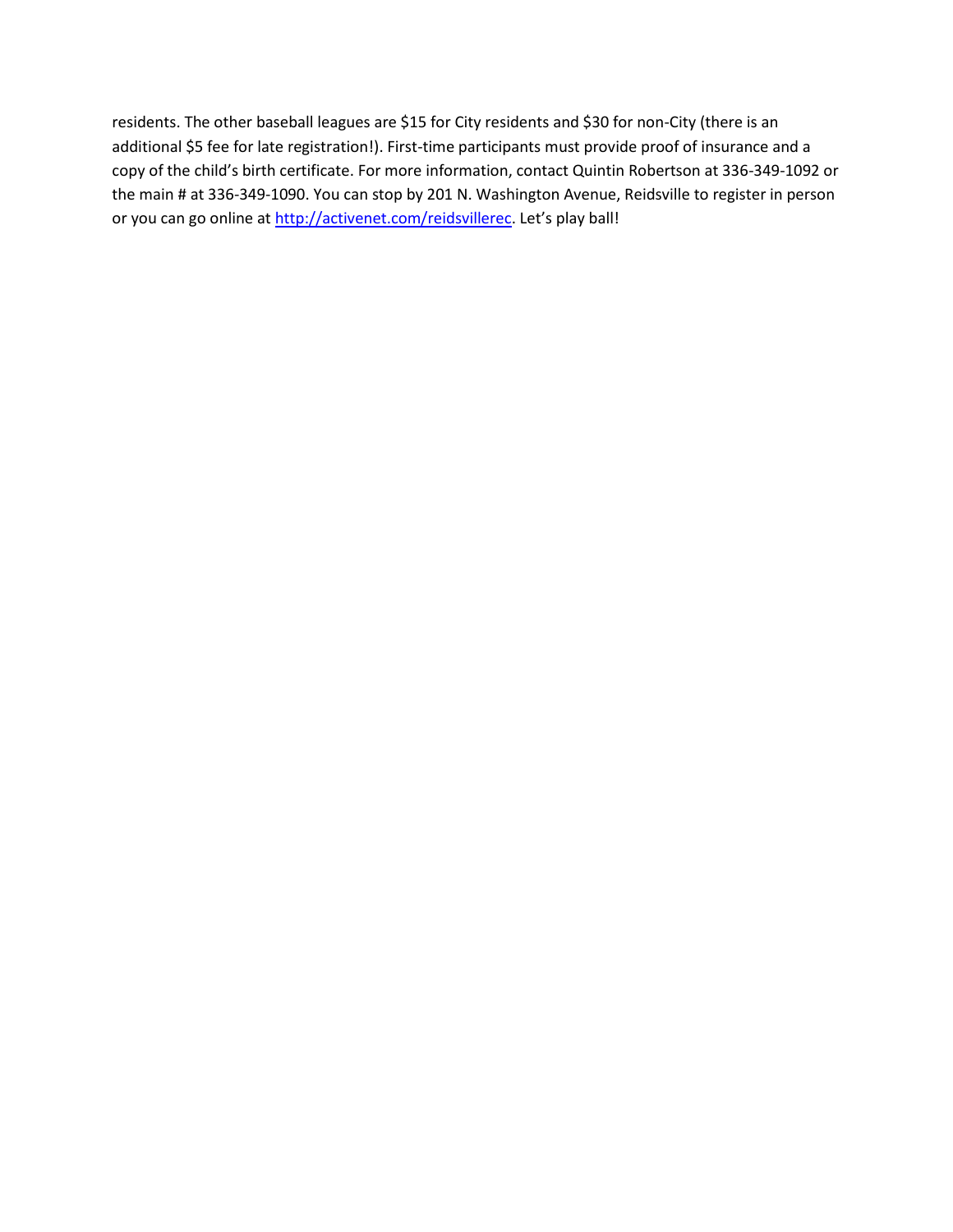residents. The other baseball leagues are $15 for City residents and $30 for non-City (there is an additional $5 fee for late registration!). First-time participants must provide proof of insurance and a copy of the child's birth certificate. For more information, contact Quintin Robertson at 336-349-1092 or the main # at 336-349-1090. You can stop by 201 N. Washington Avenue, Reidsville to register in person or you can go online at [http://activenet.com/reidsvillerec](http://activenet.com/reidsvillerec). Let's play ball!